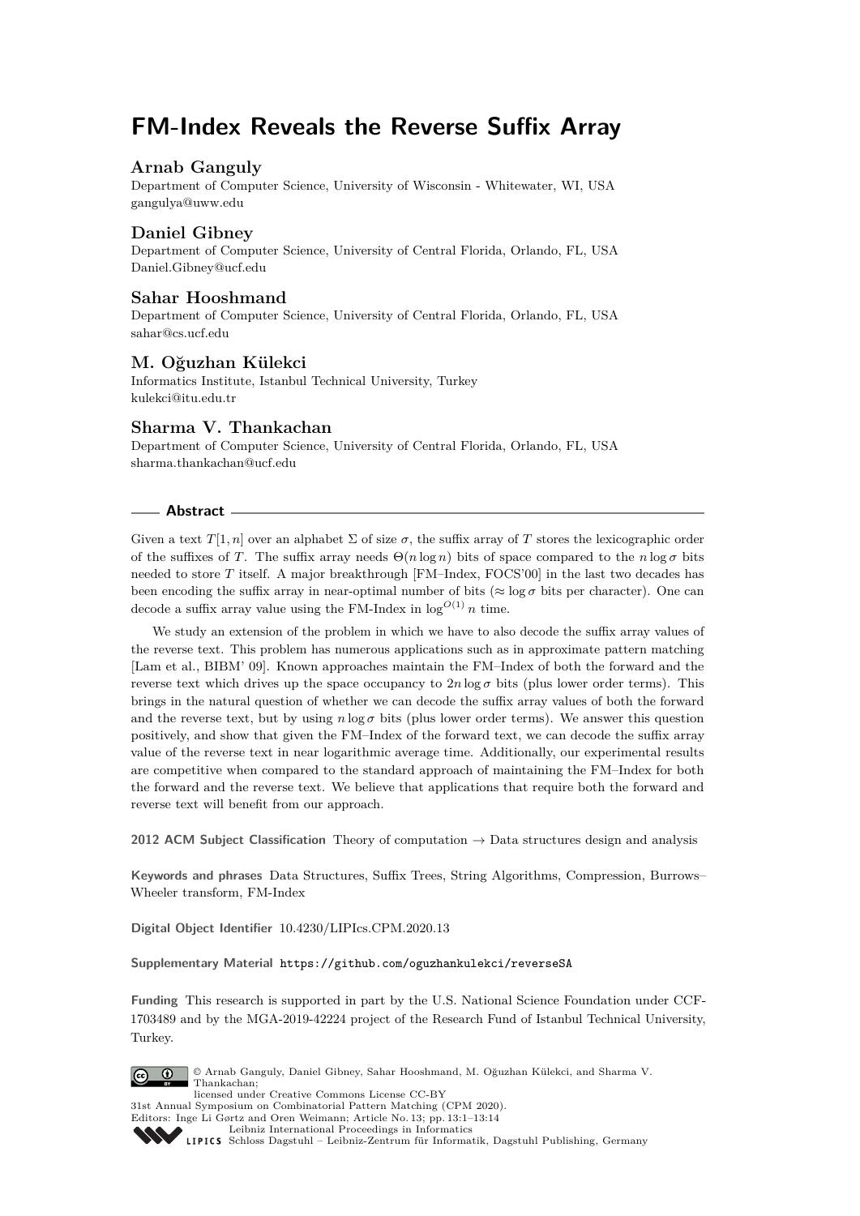# FM-Index Reveals the Reverse Suffix Array

**Arnab Ganguly**
Department of Computer Science, University of Wisconsin - Whitewater, WI, USA
gangulya@uww.edu

**Daniel Gibney**
Department of Computer Science, University of Central Florida, Orlando, FL, USA
Daniel.Gibney@ucf.edu

**Sahar Hooshmand**
Department of Computer Science, University of Central Florida, Orlando, FL, USA
sahar@cs.ucf.edu

**M. Oğuzhan Külekci**
Informatics Institute, Istanbul Technical University, Turkey
kulekci@itu.edu.tr

**Sharma V. Thankachan**
Department of Computer Science, University of Central Florida, Orlando, FL, USA
sharma.thankachan@ucf.edu

## Abstract

Given a text $T[1, n]$ over an alphabet $\Sigma$ of size $\sigma$, the suffix array of $T$ stores the lexicographic order of the suffixes of $T$. The suffix array needs $\Theta(n \log n)$ bits of space compared to the $n \log \sigma$ bits needed to store $T$ itself. A major breakthrough [FM–Index, FOCS'00] in the last two decades has been encoding the suffix array in near-optimal number of bits ($\approx \log \sigma$ bits per character). One can decode a suffix array value using the FM-Index in $\log^{O(1)} n$ time.

We study an extension of the problem in which we have to also decode the suffix array values of the reverse text. This problem has numerous applications such as in approximate pattern matching [Lam et al., BIBM' 09]. Known approaches maintain the FM–Index of both the forward and the reverse text which drives up the space occupancy to $2n \log \sigma$ bits (plus lower order terms). This brings in the natural question of whether we can decode the suffix array values of both the forward and the reverse text, but by using $n \log \sigma$ bits (plus lower order terms). We answer this question positively, and show that given the FM–Index of the forward text, we can decode the suffix array value of the reverse text in near logarithmic average time. Additionally, our experimental results are competitive when compared to the standard approach of maintaining the FM–Index for both the forward and the reverse text. We believe that applications that require both the forward and reverse text will benefit from our approach.

**2012 ACM Subject Classification** Theory of computation → Data structures design and analysis

**Keywords and phrases** Data Structures, Suffix Trees, String Algorithms, Compression, Burrows–Wheeler transform, FM-Index

**Digital Object Identifier** 10.4230/LIPIcs.CPM.2020.13

**Supplementary Material** https://github.com/oguzhankulekci/reverseSA

**Funding** This research is supported in part by the U.S. National Science Foundation under CCF-1703489 and by the MGA-2019-42224 project of the Research Fund of Istanbul Technical University, Turkey.

© Arnab Ganguly, Daniel Gibney, Sahar Hooshmand, M. Oğuzhan Külekci, and Sharma V. Thankachan;
licensed under Creative Commons License CC-BY
31st Annual Symposium on Combinatorial Pattern Matching (CPM 2020).
Editors: Inge Li Gørtz and Oren Weimann; Article No. 13; pp. 13:1–13:14
Leibniz International Proceedings in Informatics
Schloss Dagstuhl – Leibniz-Zentrum für Informatik, Dagstuhl Publishing, Germany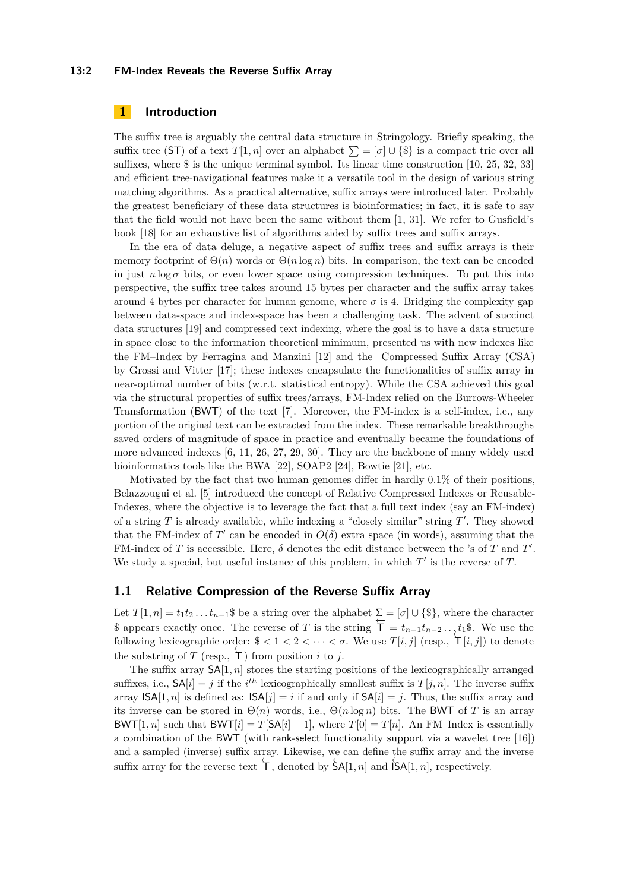## 1 Introduction

The suffix tree is arguably the central data structure in Stringology. Briefly speaking, the suffix tree (ST) of a text $T[1, n]$ over an alphabet $\sum = [\sigma] \cup \{\$\}$ is a compact trie over all suffixes, where \$ is the unique terminal symbol. Its linear time construction [10, 25, 32, 33] and efficient tree-navigational features make it a versatile tool in the design of various string matching algorithms. As a practical alternative, suffix arrays were introduced later. Probably the greatest beneficiary of these data structures is bioinformatics; in fact, it is safe to say that the field would not have been the same without them [1, 31]. We refer to Gusfield's book [18] for an exhaustive list of algorithms aided by suffix trees and suffix arrays.

In the era of data deluge, a negative aspect of suffix trees and suffix arrays is their memory footprint of $\Theta(n)$ words or $\Theta(n \log n)$ bits. In comparison, the text can be encoded in just $n \log \sigma$ bits, or even lower space using compression techniques. To put this into perspective, the suffix tree takes around 15 bytes per character and the suffix array takes around 4 bytes per character for human genome, where $\sigma$ is 4. Bridging the complexity gap between data-space and index-space has been a challenging task. The advent of succinct data structures [19] and compressed text indexing, where the goal is to have a data structure in space close to the information theoretical minimum, presented us with new indexes like the FM–Index by Ferragina and Manzini [12] and the Compressed Suffix Array (CSA) by Grossi and Vitter [17]; these indexes encapsulate the functionalities of suffix array in near-optimal number of bits (w.r.t. statistical entropy). While the CSA achieved this goal via the structural properties of suffix trees/arrays, FM-Index relied on the Burrows-Wheeler Transformation (BWT) of the text [7]. Moreover, the FM-index is a self-index, i.e., any portion of the original text can be extracted from the index. These remarkable breakthroughs saved orders of magnitude of space in practice and eventually became the foundations of more advanced indexes [6, 11, 26, 27, 29, 30]. They are the backbone of many widely used bioinformatics tools like the BWA [22], SOAP2 [24], Bowtie [21], etc.

Motivated by the fact that two human genomes differ in hardly 0.1% of their positions, Belazzougui et al. [5] introduced the concept of Relative Compressed Indexes or Reusable-Indexes, where the objective is to leverage the fact that a full text index (say an FM-index) of a string $T$ is already available, while indexing a "closely similar" string $T'$. They showed that the FM-index of $T'$ can be encoded in $O(\delta)$ extra space (in words), assuming that the FM-index of $T$ is accessible. Here, $\delta$ denotes the edit distance between the 's of $T$ and $T'$. We study a special, but useful instance of this problem, in which $T'$ is the reverse of $T$.

### 1.1 Relative Compression of the Reverse Suffix Array

Let $T[1, n] = t_1 t_2 \dots t_{n-1}\$$ be a string over the alphabet $\Sigma = [\sigma] \cup \{\$\}$, where the character \$ appears exactly once. The reverse of $T$ is the string $\overleftarrow{\mathsf{T}} = t_{n-1} t_{n-2} \dots t_1 \$$. We use the following lexicographic order: $\$ < 1 < 2 < \cdots < \sigma$. We use $T[i, j]$ (resp., $\overleftarrow{\mathsf{T}}[i, j]$) to denote the substring of $T$ (resp., $\overleftarrow{\mathsf{T}}$) from position $i$ to $j$.

The suffix array $\mathsf{SA}[1, n]$ stores the starting positions of the lexicographically arranged suffixes, i.e., $\mathsf{SA}[i] = j$ if the $i^{th}$ lexicographically smallest suffix is $T[j, n]$. The inverse suffix array $\mathsf{ISA}[1, n]$ is defined as: $\mathsf{ISA}[j] = i$ if and only if $\mathsf{SA}[i] = j$. Thus, the suffix array and its inverse can be stored in $\Theta(n)$ words, i.e., $\Theta(n \log n)$ bits. The BWT of $T$ is an array $\mathsf{BWT}[1, n]$ such that $\mathsf{BWT}[i] = T[\mathsf{SA}[i] - 1]$, where $T[0] = T[n]$. An FM–Index is essentially a combination of the BWT (with rank-select functionality support via a wavelet tree [16]) and a sampled (inverse) suffix array. Likewise, we can define the suffix array and the inverse suffix array for the reverse text $\overleftarrow{\mathsf{T}}$, denoted by $\overleftarrow{\mathsf{SA}}[1, n]$ and $\overleftarrow{\mathsf{ISA}}[1, n]$, respectively.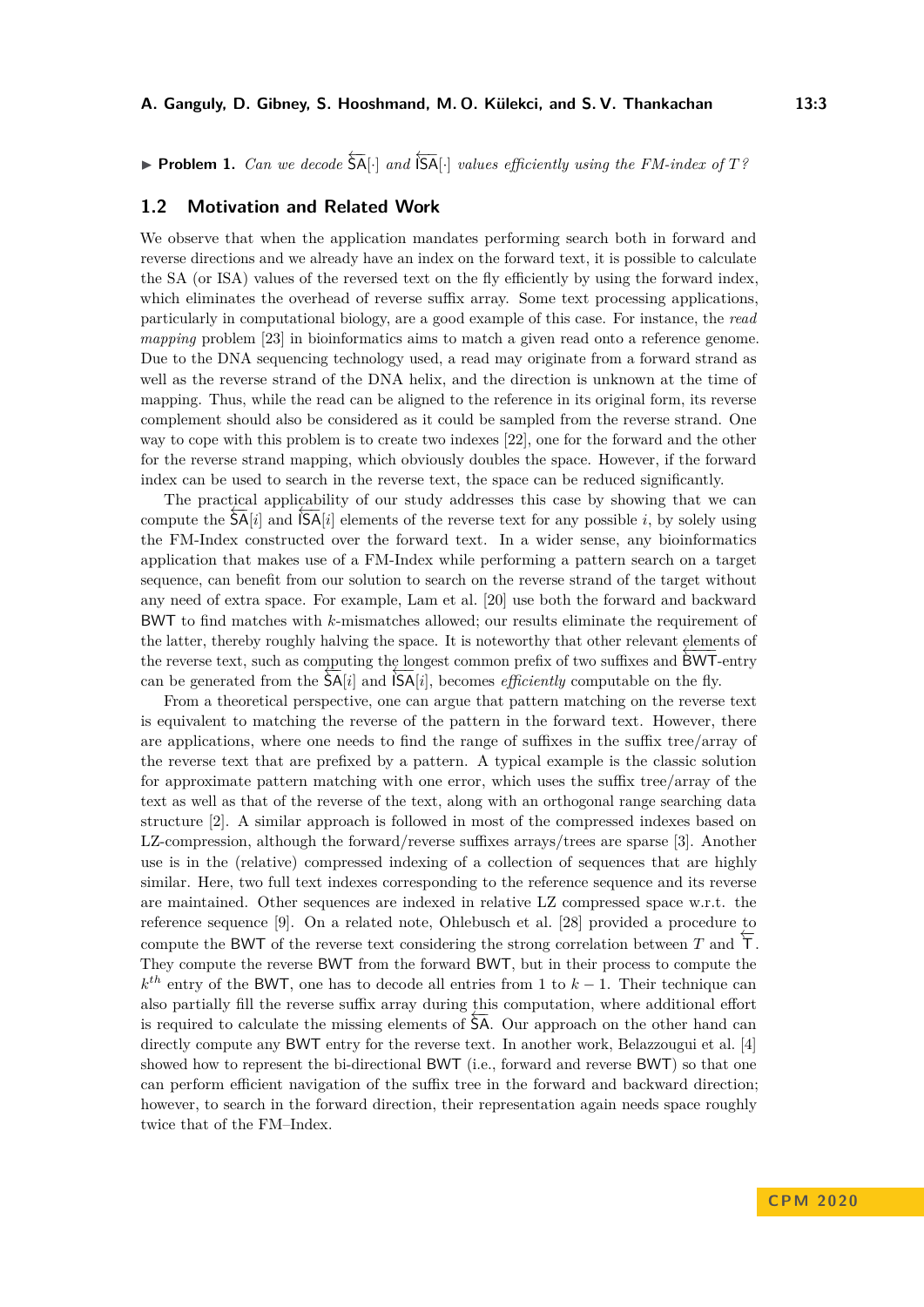▶ **Problem 1.** *Can we decode* $\overleftarrow{\mathsf{SA}}[\cdot]$ *and* $\overleftarrow{\mathsf{ISA}}[\cdot]$ *values efficiently using the FM-index of* $T$*?*

## 1.2 Motivation and Related Work

We observe that when the application mandates performing search both in forward and reverse directions and we already have an index on the forward text, it is possible to calculate the SA (or ISA) values of the reversed text on the fly efficiently by using the forward index, which eliminates the overhead of reverse suffix array. Some text processing applications, particularly in computational biology, are a good example of this case. For instance, the *read mapping* problem [23] in bioinformatics aims to match a given read onto a reference genome. Due to the DNA sequencing technology used, a read may originate from a forward strand as well as the reverse strand of the DNA helix, and the direction is unknown at the time of mapping. Thus, while the read can be aligned to the reference in its original form, its reverse complement should also be considered as it could be sampled from the reverse strand. One way to cope with this problem is to create two indexes [22], one for the forward and the other for the reverse strand mapping, which obviously doubles the space. However, if the forward index can be used to search in the reverse text, the space can be reduced significantly.

The practical applicability of our study addresses this case by showing that we can compute the $\overleftarrow{\mathsf{SA}}[i]$ and $\overleftarrow{\mathsf{ISA}}[i]$ elements of the reverse text for any possible $i$, by solely using the FM-Index constructed over the forward text. In a wider sense, any bioinformatics application that makes use of a FM-Index while performing a pattern search on a target sequence, can benefit from our solution to search on the reverse strand of the target without any need of extra space. For example, Lam et al. [20] use both the forward and backward BWT to find matches with $k$-mismatches allowed; our results eliminate the requirement of the latter, thereby roughly halving the space. It is noteworthy that other relevant elements of the reverse text, such as computing the longest common prefix of two suffixes and $\overleftarrow{\mathsf{BWT}}$-entry can be generated from the $\overleftarrow{\mathsf{SA}}[i]$ and $\overleftarrow{\mathsf{ISA}}[i]$, becomes *efficiently* computable on the fly.

From a theoretical perspective, one can argue that pattern matching on the reverse text is equivalent to matching the reverse of the pattern in the forward text. However, there are applications, where one needs to find the range of suffixes in the suffix tree/array of the reverse text that are prefixed by a pattern. A typical example is the classic solution for approximate pattern matching with one error, which uses the suffix tree/array of the text as well as that of the reverse of the text, along with an orthogonal range searching data structure [2]. A similar approach is followed in most of the compressed indexes based on LZ-compression, although the forward/reverse suffixes arrays/trees are sparse [3]. Another use is in the (relative) compressed indexing of a collection of sequences that are highly similar. Here, two full text indexes corresponding to the reference sequence and its reverse are maintained. Other sequences are indexed in relative LZ compressed space w.r.t. the reference sequence [9]. On a related note, Ohlebusch et al. [28] provided a procedure to compute the BWT of the reverse text considering the strong correlation between $T$ and $\overleftarrow{\mathsf{T}}$. They compute the reverse BWT from the forward BWT, but in their process to compute the $k^{th}$ entry of the BWT, one has to decode all entries from 1 to $k-1$. Their technique can also partially fill the reverse suffix array during this computation, where additional effort is required to calculate the missing elements of $\overleftarrow{\mathsf{SA}}$. Our approach on the other hand can directly compute any BWT entry for the reverse text. In another work, Belazzougui et al. [4] showed how to represent the bi-directional BWT (i.e., forward and reverse BWT) so that one can perform efficient navigation of the suffix tree in the forward and backward direction; however, to search in the forward direction, their representation again needs space roughly twice that of the FM–Index.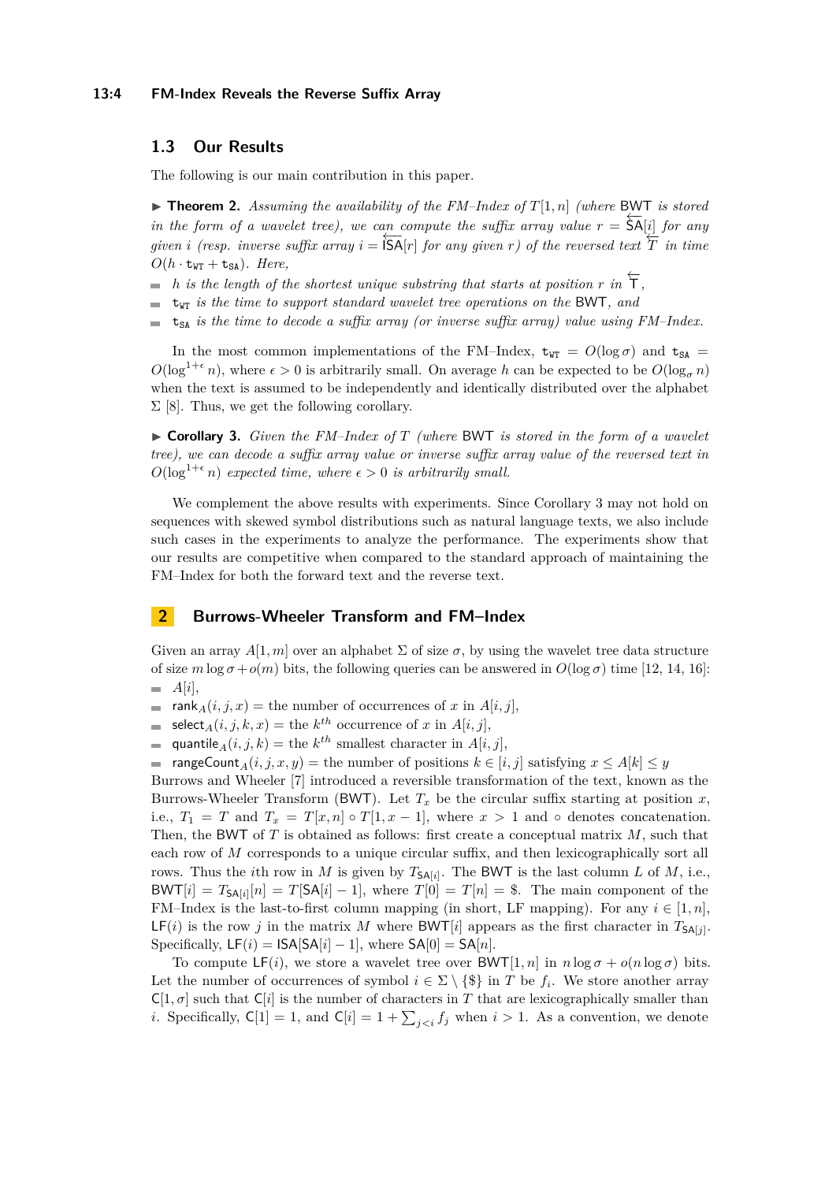## 1.3 Our Results

The following is our main contribution in this paper.

▶ **Theorem 2.** *Assuming the availability of the FM–Index of $T[1,n]$ (where* BWT *is stored in the form of a wavelet tree), we can compute the suffix array value $r = \overleftarrow{\mathsf{SA}}[i]$ for any given $i$ (resp. inverse suffix array $i = \overleftarrow{\mathsf{ISA}}[r]$ for any given $r$) of the reversed text $\overleftarrow{T}$ in time $O(h \cdot \mathtt{t_{WT}} + \mathtt{t_{SA}})$. Here,*

- *$h$ is the length of the shortest unique substring that starts at position $r$ in $\overleftarrow{\mathsf{T}}$,*
- *$\mathtt{t_{WT}}$ is the time to support standard wavelet tree operations on the* BWT*, and*
- *$\mathtt{t_{SA}}$ is the time to decode a suffix array (or inverse suffix array) value using FM–Index.*

In the most common implementations of the FM–Index, $\mathtt{t_{WT}} = O(\log \sigma)$ and $\mathtt{t_{SA}} = O(\log^{1+\epsilon} n)$, where $\epsilon > 0$ is arbitrarily small. On average $h$ can be expected to be $O(\log_\sigma n)$ when the text is assumed to be independently and identically distributed over the alphabet $\Sigma$ [8]. Thus, we get the following corollary.

▶ **Corollary 3.** *Given the FM–Index of $T$ (where* BWT *is stored in the form of a wavelet tree), we can decode a suffix array value or inverse suffix array value of the reversed text in $O(\log^{1+\epsilon} n)$ expected time, where $\epsilon > 0$ is arbitrarily small.*

We complement the above results with experiments. Since Corollary 3 may not hold on sequences with skewed symbol distributions such as natural language texts, we also include such cases in the experiments to analyze the performance. The experiments show that our results are competitive when compared to the standard approach of maintaining the FM–Index for both the forward text and the reverse text.

# 2 Burrows-Wheeler Transform and FM–Index

Given an array $A[1,m]$ over an alphabet $\Sigma$ of size $\sigma$, by using the wavelet tree data structure of size $m \log \sigma + o(m)$ bits, the following queries can be answered in $O(\log \sigma)$ time [12, 14, 16]:

- $A[i]$,
- $\mathsf{rank}_A(i,j,x)$ = the number of occurrences of $x$ in $A[i,j]$,
- $\mathsf{select}_A(i,j,k,x)$ = the $k^{th}$ occurrence of $x$ in $A[i,j]$,
- $\mathsf{quantile}_A(i,j,k)$ = the $k^{th}$ smallest character in $A[i,j]$,
- $\mathsf{rangeCount}_A(i,j,x,y)$ = the number of positions $k \in [i,j]$ satisfying $x \leq A[k] \leq y$

Burrows and Wheeler [7] introduced a reversible transformation of the text, known as the Burrows-Wheeler Transform (BWT). Let $T_x$ be the circular suffix starting at position $x$, i.e., $T_1 = T$ and $T_x = T[x,n] \circ T[1,x-1]$, where $x > 1$ and $\circ$ denotes concatenation. Then, the BWT of $T$ is obtained as follows: first create a conceptual matrix $M$, such that each row of $M$ corresponds to a unique circular suffix, and then lexicographically sort all rows. Thus the $i$th row in $M$ is given by $T_{\mathsf{SA}[i]}$. The BWT is the last column $L$ of $M$, i.e., $\mathsf{BWT}[i] = T_{\mathsf{SA}[i]}[n] = T[\mathsf{SA}[i]-1]$, where $T[0] = T[n] = \$$. The main component of the FM–Index is the last-to-first column mapping (in short, LF mapping). For any $i \in [1,n]$, $\mathsf{LF}(i)$ is the row $j$ in the matrix $M$ where $\mathsf{BWT}[i]$ appears as the first character in $T_{\mathsf{SA}[j]}$. Specifically, $\mathsf{LF}(i) = \mathsf{ISA}[\mathsf{SA}[i]-1]$, where $\mathsf{SA}[0] = \mathsf{SA}[n]$.

To compute $\mathsf{LF}(i)$, we store a wavelet tree over $\mathsf{BWT}[1,n]$ in $n \log \sigma + o(n \log \sigma)$ bits. Let the number of occurrences of symbol $i \in \Sigma \setminus \{\$\}$ in $T$ be $f_i$. We store another array $\mathsf{C}[1,\sigma]$ such that $\mathsf{C}[i]$ is the number of characters in $T$ that are lexicographically smaller than $i$. Specifically, $\mathsf{C}[1] = 1$, and $\mathsf{C}[i] = 1 + \sum_{j<i} f_j$ when $i > 1$. As a convention, we denote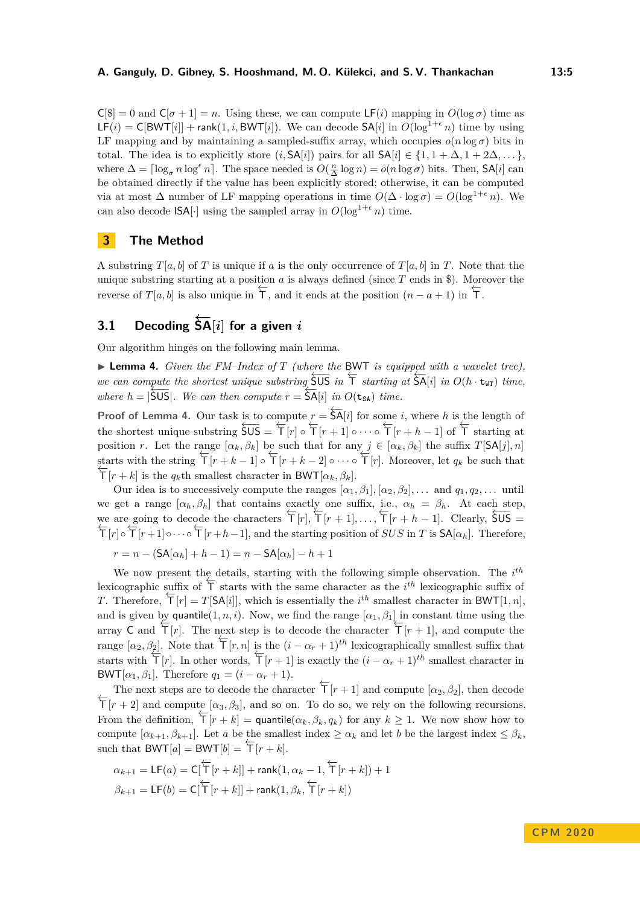$\mathsf{C}[\$] = 0$ and $\mathsf{C}[\sigma+1] = n$. Using these, we can compute $\mathsf{LF}(i)$ mapping in $O(\log\sigma)$ time as $\mathsf{LF}(i) = \mathsf{C}[\mathsf{BWT}[i]] + \mathsf{rank}(1, i, \mathsf{BWT}[i])$. We can decode $\mathsf{SA}[i]$ in $O(\log^{1+\epsilon} n)$ time by using LF mapping and by maintaining a sampled-suffix array, which occupies $o(n\log\sigma)$ bits in total. The idea is to explicitly store $(i, \mathsf{SA}[i])$ pairs for all $\mathsf{SA}[i] \in \{1, 1+\Delta, 1+2\Delta, \dots\}$, where $\Delta = \lceil \log_\sigma n \log^\epsilon n \rceil$. The space needed is $O(\frac{n}{\Delta}\log n) = o(n\log\sigma)$ bits. Then, $\mathsf{SA}[i]$ can be obtained directly if the value has been explicitly stored; otherwise, it can be computed via at most $\Delta$ number of LF mapping operations in time $O(\Delta\cdot\log\sigma) = O(\log^{1+\epsilon} n)$. We can also decode $\mathsf{ISA}[\cdot]$ using the sampled array in $O(\log^{1+\epsilon} n)$ time.

## 3 The Method

A substring $T[a, b]$ of $T$ is unique if $a$ is the only occurrence of $T[a, b]$ in $T$. Note that the unique substring starting at a position $a$ is always defined (since $T$ ends in \$). Moreover the reverse of $T[a, b]$ is also unique in $\overleftarrow{\mathsf{T}}$, and it ends at the position $(n - a + 1)$ in $\overleftarrow{\mathsf{T}}$.

### 3.1 Decoding $\overleftarrow{\mathsf{SA}}[i]$ for a given $i$

Our algorithm hinges on the following main lemma.

▶ **Lemma 4.** *Given the FM–Index of $T$ (where the $\mathsf{BWT}$ is equipped with a wavelet tree), we can compute the shortest unique substring $\overleftarrow{\mathsf{SUS}}$ in $\overleftarrow{\mathsf{T}}$ starting at $\overleftarrow{\mathsf{SA}}[i]$ in $O(h\cdot \mathsf{t_{WT}})$ time, where $h = |\overleftarrow{\mathsf{SUS}}|$. We can then compute $r = \overleftarrow{\mathsf{SA}}[i]$ in $O(\mathsf{t_{SA}})$ time.*

**Proof of Lemma 4.** Our task is to compute $r = \overleftarrow{\mathsf{SA}}[i]$ for some $i$, where $h$ is the length of the shortest unique substring $\overleftarrow{\mathsf{SUS}} = \overleftarrow{\mathsf{T}}[r] \circ \overleftarrow{\mathsf{T}}[r+1] \circ \dots \circ \overleftarrow{\mathsf{T}}[r+h-1]$ of $\overleftarrow{\mathsf{T}}$ starting at position $r$. Let the range $[\alpha_k, \beta_k]$ be such that for any $j \in [\alpha_k, \beta_k]$ the suffix $T[\mathsf{SA}[j], n]$ starts with the string $\overleftarrow{\mathsf{T}}[r+k-1] \circ \overleftarrow{\mathsf{T}}[r+k-2] \circ \dots \circ \overleftarrow{\mathsf{T}}[r]$. Moreover, let $q_k$ be such that $\overleftarrow{\mathsf{T}}[r+k]$ is the $q_k$th smallest character in $\mathsf{BWT}[\alpha_k, \beta_k]$.

Our idea is to successively compute the ranges $[\alpha_1, \beta_1], [\alpha_2, \beta_2], \dots$ and $q_1, q_2, \dots$ until we get a range $[\alpha_h, \beta_h]$ that contains exactly one suffix, i.e., $\alpha_h = \beta_h$. At each step, we are going to decode the characters $\overleftarrow{\mathsf{T}}[r], \overleftarrow{\mathsf{T}}[r+1], \dots, \overleftarrow{\mathsf{T}}[r+h-1]$. Clearly, $\overleftarrow{\mathsf{SUS}} = \overleftarrow{\mathsf{T}}[r] \circ \overleftarrow{\mathsf{T}}[r+1] \circ \dots \circ \overleftarrow{\mathsf{T}}[r+h-1]$, and the starting position of $SUS$ in $T$ is $\mathsf{SA}[\alpha_h]$. Therefore,

$$r = n - (\mathsf{SA}[\alpha_h] + h - 1) = n - \mathsf{SA}[\alpha_h] - h + 1$$

We now present the details, starting with the following simple observation. The $i^{th}$ lexicographic suffix of $\overleftarrow{\mathsf{T}}$ starts with the same character as the $i^{th}$ lexicographic suffix of $T$. Therefore, $\overleftarrow{\mathsf{T}}[r] = T[\mathsf{SA}[i]]$, which is essentially the $i^{th}$ smallest character in $\mathsf{BWT}[1, n]$, and is given by $\mathsf{quantile}(1, n, i)$. Now, we find the range $[\alpha_1, \beta_1]$ in constant time using the array $\mathsf{C}$ and $\overleftarrow{\mathsf{T}}[r]$. The next step is to decode the character $\overleftarrow{\mathsf{T}}[r+1]$, and compute the range $[\alpha_2, \beta_2]$. Note that $\overleftarrow{\mathsf{T}}[r, n]$ is the $(i - \alpha_r + 1)^{th}$ lexicographically smallest suffix that starts with $\overleftarrow{\mathsf{T}}[r]$. In other words, $\overleftarrow{\mathsf{T}}[r+1]$ is exactly the $(i - \alpha_r + 1)^{th}$ smallest character in $\mathsf{BWT}[\alpha_1, \beta_1]$. Therefore $q_1 = (i - \alpha_r + 1)$.

The next steps are to decode the character $\overleftarrow{\mathsf{T}}[r+1]$ and compute $[\alpha_2, \beta_2]$, then decode $\overleftarrow{\mathsf{T}}[r+2]$ and compute $[\alpha_3, \beta_3]$, and so on. To do so, we rely on the following recursions. From the definition, $\overleftarrow{\mathsf{T}}[r+k] = \mathsf{quantile}(\alpha_k, \beta_k, q_k)$ for any $k \geq 1$. We now show how to compute $[\alpha_{k+1}, \beta_{k+1}]$. Let $a$ be the smallest index $\geq \alpha_k$ and let $b$ be the largest index $\leq \beta_k$, such that $\mathsf{BWT}[a] = \mathsf{BWT}[b] = \overleftarrow{\mathsf{T}}[r+k]$.

$$\alpha_{k+1} = \mathsf{LF}(a) = \mathsf{C}[\overleftarrow{\mathsf{T}}[r+k]] + \mathsf{rank}(1, \alpha_k - 1, \overleftarrow{\mathsf{T}}[r+k]) + 1$$

$$\beta_{k+1} = \mathsf{LF}(b) = \mathsf{C}[\overleftarrow{\mathsf{T}}[r+k]] + \mathsf{rank}(1, \beta_k, \overleftarrow{\mathsf{T}}[r+k])$$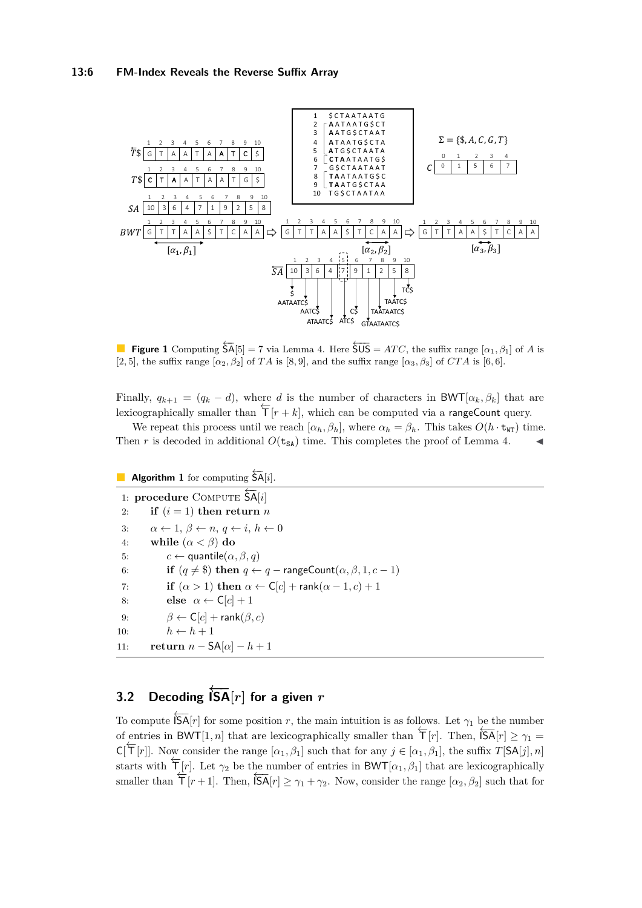**Figure 1** Computing $\overleftarrow{\mathsf{SA}}[5] = 7$ via Lemma 4. Here $\overleftarrow{\mathsf{SUS}} = ATC$, the suffix range $[\alpha_1, \beta_1]$ of $A$ is $[2, 5]$, the suffix range $[\alpha_2, \beta_2]$ of $TA$ is $[8, 9]$, and the suffix range $[\alpha_3, \beta_3]$ of $CTA$ is $[6, 6]$.

Finally, $q_{k+1} = (q_k - d)$, where $d$ is the number of characters in $\mathsf{BWT}[\alpha_k, \beta_k]$ that are lexicographically smaller than $\overleftarrow{\mathsf{T}}[r + k]$, which can be computed via a rangeCount query.

We repeat this process until we reach $[\alpha_h, \beta_h]$, where $\alpha_h = \beta_h$. This takes $O(h \cdot \mathtt{t}_{\mathtt{WT}})$ time. Then $r$ is decoded in additional $O(\mathtt{t}_{\mathtt{SA}})$ time. This completes the proof of Lemma 4. ◀

**Algorithm 1** for computing $\overleftarrow{\mathsf{SA}}[i]$.

```
1:  procedure Compute ←SA[i]
2:      if (i = 1) then return n
3:      α ← 1, β ← n, q ← i, h ← 0
4:      while (α < β) do
5:          c ← quantile(α, β, q)
6:          if (q ≠ $) then q ← q − rangeCount(α, β, 1, c − 1)
7:          if (α > 1) then α ← C[c] + rank(α − 1, c) + 1
8:          else  α ← C[c] + 1
9:          β ← C[c] + rank(β, c)
10:         h ← h + 1
11:     return n − SA[α] − h + 1
```

## 3.2 Decoding $\overleftarrow{\mathsf{ISA}}[r]$ for a given $r$

To compute $\overleftarrow{\mathsf{ISA}}[r]$ for some position $r$, the main intuition is as follows. Let $\gamma_1$ be the number of entries in $\mathsf{BWT}[1, n]$ that are lexicographically smaller than $\overleftarrow{\mathsf{T}}[r]$. Then, $\overleftarrow{\mathsf{ISA}}[r] \geq \gamma_1 = \mathsf{C}[\overleftarrow{\mathsf{T}}[r]]$. Now consider the range $[\alpha_1, \beta_1]$ such that for any $j \in [\alpha_1, \beta_1]$, the suffix $T[\mathsf{SA}[j], n]$ starts with $\overleftarrow{\mathsf{T}}[r]$. Let $\gamma_2$ be the number of entries in $\mathsf{BWT}[\alpha_1, \beta_1]$ that are lexicographically smaller than $\overleftarrow{\mathsf{T}}[r+1]$. Then, $\overleftarrow{\mathsf{ISA}}[r] \geq \gamma_1 + \gamma_2$. Now, consider the range $[\alpha_2, \beta_2]$ such that for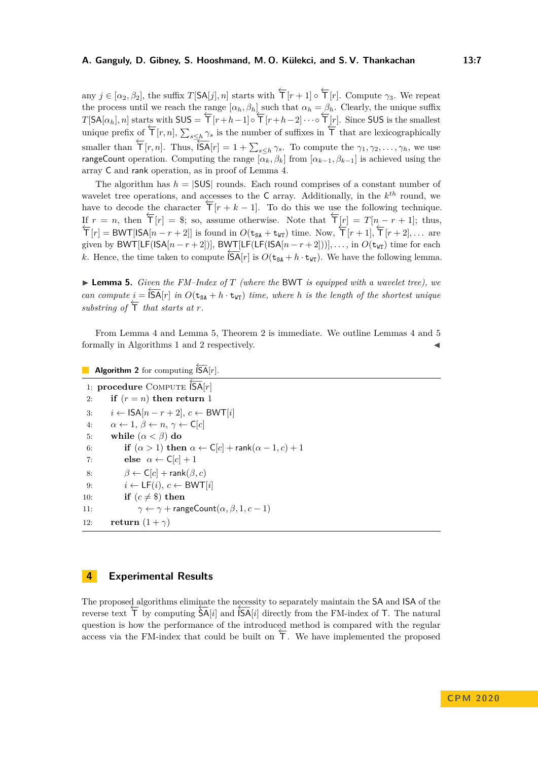any $j \in [\alpha_2, \beta_2]$, the suffix $T[\mathsf{SA}[j], n]$ starts with $\overleftarrow{\mathsf{T}}[r+1] \circ \overleftarrow{\mathsf{T}}[r]$. Compute $\gamma_3$. We repeat the process until we reach the range $[\alpha_h, \beta_h]$ such that $\alpha_h = \beta_h$. Clearly, the unique suffix $T[\mathsf{SA}[\alpha_h], n]$ starts with $\mathsf{SUS} = \overleftarrow{\mathsf{T}}[r+h-1] \circ \overleftarrow{\mathsf{T}}[r+h-2] \cdots \circ \overleftarrow{\mathsf{T}}[r]$. Since $\mathsf{SUS}$ is the smallest unique prefix of $\overleftarrow{\mathsf{T}}[r, n]$, $\sum_{s \leq h} \gamma_s$ is the number of suffixes in $\overleftarrow{\mathsf{T}}$ that are lexicographically smaller than $\overleftarrow{\mathsf{T}}[r, n]$. Thus, $\overleftarrow{\mathsf{ISA}}[r] = 1 + \sum_{s \leq h} \gamma_s$. To compute the $\gamma_1, \gamma_2, \ldots, \gamma_h$, we use rangeCount operation. Computing the range $[\alpha_k, \beta_k]$ from $[\alpha_{k-1}, \beta_{k-1}]$ is achieved using the array $\mathsf{C}$ and rank operation, as in proof of Lemma 4.

The algorithm has $h = |\mathsf{SUS}|$ rounds. Each round comprises of a constant number of wavelet tree operations, and accesses to the $\mathsf{C}$ array. Additionally, in the $k^{th}$ round, we have to decode the character $\overleftarrow{\mathsf{T}}[r+k-1]$. To do this we use the following technique. If $r = n$, then $\overleftarrow{\mathsf{T}}[r] = \$$; so, assume otherwise. Note that $\overleftarrow{\mathsf{T}}[r] = T[n-r+1]$; thus, $\overleftarrow{\mathsf{T}}[r] = \mathsf{BWT}[\mathsf{ISA}[n-r+2]]$ is found in $O(\mathtt{t}_{\mathtt{SA}} + \mathtt{t}_{\mathtt{WT}})$ time. Now, $\overleftarrow{\mathsf{T}}[r+1], \overleftarrow{\mathsf{T}}[r+2], \ldots$ are given by $\mathsf{BWT}[\mathsf{LF}(\mathsf{ISA}[n-r+2])]$, $\mathsf{BWT}[\mathsf{LF}(\mathsf{LF}(\mathsf{ISA}[n-r+2]))], \ldots$, in $O(\mathtt{t}_{\mathtt{WT}})$ time for each $k$. Hence, the time taken to compute $\overleftarrow{\mathsf{ISA}}[r]$ is $O(\mathtt{t}_{\mathtt{SA}} + h \cdot \mathtt{t}_{\mathtt{WT}})$. We have the following lemma.

▶ **Lemma 5.** *Given the FM–Index of $T$ (where the* BWT *is equipped with a wavelet tree), we can compute $i = \overleftarrow{\mathsf{ISA}}[r]$ in $O(\mathtt{t}_{\mathtt{SA}} + h \cdot \mathtt{t}_{\mathtt{WT}})$ time, where $h$ is the length of the shortest unique substring of $\overleftarrow{\mathsf{T}}$ that starts at $r$.*

From Lemma 4 and Lemma 5, Theorem 2 is immediate. We outline Lemmas 4 and 5 formally in Algorithms 1 and 2 respectively. ◀

**Algorithm 2** for computing $\overleftarrow{\mathsf{ISA}}[r]$.

```
1: procedure COMPUTE ISA←[r]
2:     if (r = n) then return 1
3:     i ← ISA[n − r + 2], c ← BWT[i]
4:     α ← 1, β ← n, γ ← C[c]
5:     while (α < β) do
6:         if (α > 1) then α ← C[c] + rank(α − 1, c) + 1
7:         else α ← C[c] + 1
8:         β ← C[c] + rank(β, c)
9:         i ← LF(i), c ← BWT[i]
10:        if (c ≠ $) then
11:            γ ← γ + rangeCount(α, β, 1, c − 1)
12:    return (1 + γ)
```

## 4 Experimental Results

The proposed algorithms eliminate the necessity to separately maintain the SA and ISA of the reverse text $\overleftarrow{\mathsf{T}}$ by computing $\overleftarrow{\mathsf{SA}}[i]$ and $\overleftarrow{\mathsf{ISA}}[i]$ directly from the FM-index of $\mathsf{T}$. The natural question is how the performance of the introduced method is compared with the regular access via the FM-index that could be built on $\overleftarrow{\mathsf{T}}$. We have implemented the proposed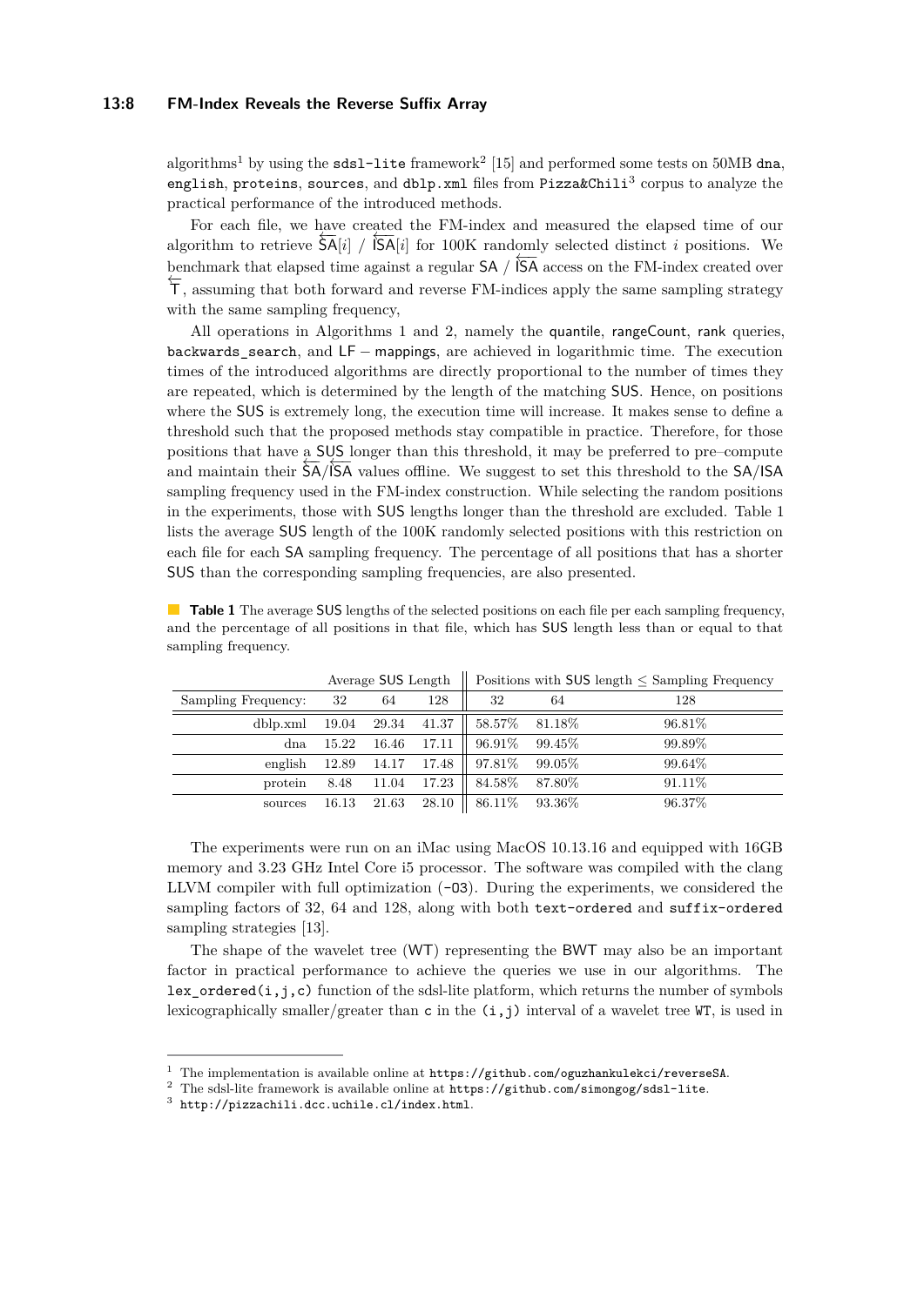algorithms[1] by using the `sdsl-lite` framework[2] [15] and performed some tests on 50MB `dna`, `english`, `proteins`, `sources`, and `dblp.xml` files from `Pizza&Chili`[3] corpus to analyze the practical performance of the introduced methods.

For each file, we have created the FM-index and measured the elapsed time of our algorithm to retrieve $\overleftarrow{\mathsf{SA}}[i]$ / $\overleftarrow{\mathsf{ISA}}[i]$ for 100K randomly selected distinct $i$ positions. We benchmark that elapsed time against a regular $\mathsf{SA}$ / $\overleftarrow{\mathsf{ISA}}$ access on the FM-index created over $\overleftarrow{\mathsf{T}}$, assuming that both forward and reverse FM-indices apply the same sampling strategy with the same sampling frequency,

All operations in Algorithms 1 and 2, namely the quantile, rangeCount, rank queries, `backwards_search`, and LF − mappings, are achieved in logarithmic time. The execution times of the introduced algorithms are directly proportional to the number of times they are repeated, which is determined by the length of the matching SUS. Hence, on positions where the SUS is extremely long, the execution time will increase. It makes sense to define a threshold such that the proposed methods stay compatible in practice. Therefore, for those positions that have a SUS longer than this threshold, it may be preferred to pre–compute and maintain their $\overleftarrow{\mathsf{SA}}$/$\overleftarrow{\mathsf{ISA}}$ values offline. We suggest to set this threshold to the SA/ISA sampling frequency used in the FM-index construction. While selecting the random positions in the experiments, those with SUS lengths longer than the threshold are excluded. Table 1 lists the average SUS length of the 100K randomly selected positions with this restriction on each file for each SA sampling frequency. The percentage of all positions that has a shorter SUS than the corresponding sampling frequencies, are also presented.

**Table 1** The average SUS lengths of the selected positions on each file per each sampling frequency, and the percentage of all positions in that file, which has SUS length less than or equal to that sampling frequency.

| | Average SUS Length | | | Positions with SUS length $\leq$ Sampling Frequency | | |
|---|---|---|---|---|---|---|
| Sampling Frequency: | 32 | 64 | 128 | 32 | 64 | 128 |
| dblp.xml | 19.04 | 29.34 | 41.37 | 58.57% | 81.18% | 96.81% |
| dna | 15.22 | 16.46 | 17.11 | 96.91% | 99.45% | 99.89% |
| english | 12.89 | 14.17 | 17.48 | 97.81% | 99.05% | 99.64% |
| protein | 8.48 | 11.04 | 17.23 | 84.58% | 87.80% | 91.11% |
| sources | 16.13 | 21.63 | 28.10 | 86.11% | 93.36% | 96.37% |

The experiments were run on an iMac using MacOS 10.13.16 and equipped with 16GB memory and 3.23 GHz Intel Core i5 processor. The software was compiled with the clang LLVM compiler with full optimization (`-O3`). During the experiments, we considered the sampling factors of 32, 64 and 128, along with both `text-ordered` and `suffix-ordered` sampling strategies [13].

The shape of the wavelet tree (WT) representing the BWT may also be an important factor in practical performance to achieve the queries we use in our algorithms. The `lex_ordered(i,j,c)` function of the sdsl-lite platform, which returns the number of symbols lexicographically smaller/greater than `c` in the `(i,j)` interval of a wavelet tree `WT`, is used in

[1] The implementation is available online at `https://github.com/oguzhankulekci/reverseSA`.
[2] The sdsl-lite framework is available online at `https://github.com/simongog/sdsl-lite`.
[3] `http://pizzachili.dcc.uchile.cl/index.html`.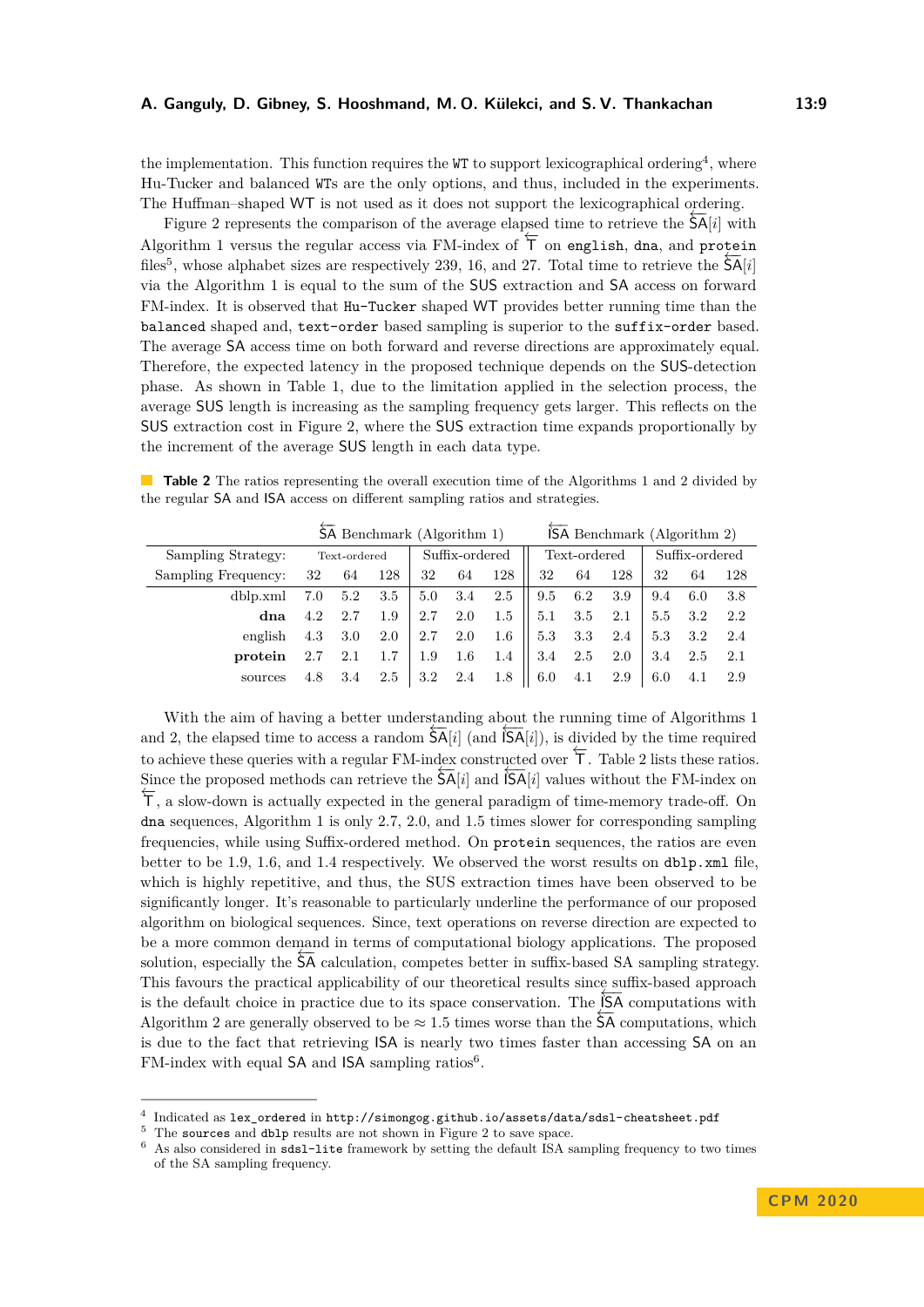the implementation. This function requires the `WT` to support lexicographical ordering[4], where Hu-Tucker and balanced `WT`s are the only options, and thus, included in the experiments. The Huffman–shaped WT is not used as it does not support the lexicographical ordering.

Figure 2 represents the comparison of the average elapsed time to retrieve the $\overleftarrow{\mathsf{SA}}[i]$ with Algorithm 1 versus the regular access via FM-index of $\overleftarrow{\mathsf{T}}$ on `english`, `dna`, and `protein` files[5], whose alphabet sizes are respectively 239, 16, and 27. Total time to retrieve the $\overleftarrow{\mathsf{SA}}[i]$ via the Algorithm 1 is equal to the sum of the SUS extraction and SA access on forward FM-index. It is observed that `Hu-Tucker` shaped WT provides better running time than the `balanced` shaped and, `text-order` based sampling is superior to the `suffix-order` based. The average SA access time on both forward and reverse directions are approximately equal. Therefore, the expected latency in the proposed technique depends on the SUS-detection phase. As shown in Table 1, due to the limitation applied in the selection process, the average SUS length is increasing as the sampling frequency gets larger. This reflects on the SUS extraction cost in Figure 2, where the SUS extraction time expands proportionally by the increment of the average SUS length in each data type.

**Table 2** The ratios representing the overall execution time of the Algorithms 1 and 2 divided by the regular SA and ISA access on different sampling ratios and strategies.

| | $\overleftarrow{\mathsf{SA}}$ Benchmark (Algorithm 1) | | | | | | $\overleftarrow{\mathsf{ISA}}$ Benchmark (Algorithm 2) | | | | | |
|---|---|---|---|---|---|---|---|---|---|---|---|---|
| Sampling Strategy: | Text-ordered | | | Suffix-ordered | | | Text-ordered | | | Suffix-ordered | | |
| Sampling Frequency: | 32 | 64 | 128 | 32 | 64 | 128 | 32 | 64 | 128 | 32 | 64 | 128 |
| dblp.xml | 7.0 | 5.2 | 3.5 | 5.0 | 3.4 | 2.5 | 9.5 | 6.2 | 3.9 | 9.4 | 6.0 | 3.8 |
| **dna** | 4.2 | 2.7 | 1.9 | 2.7 | 2.0 | 1.5 | 5.1 | 3.5 | 2.1 | 5.5 | 3.2 | 2.2 |
| english | 4.3 | 3.0 | 2.0 | 2.7 | 2.0 | 1.6 | 5.3 | 3.3 | 2.4 | 5.3 | 3.2 | 2.4 |
| **protein** | 2.7 | 2.1 | 1.7 | 1.9 | 1.6 | 1.4 | 3.4 | 2.5 | 2.0 | 3.4 | 2.5 | 2.1 |
| sources | 4.8 | 3.4 | 2.5 | 3.2 | 2.4 | 1.8 | 6.0 | 4.1 | 2.9 | 6.0 | 4.1 | 2.9 |

With the aim of having a better understanding about the running time of Algorithms 1 and 2, the elapsed time to access a random $\overleftarrow{\mathsf{SA}}[i]$ (and $\overleftarrow{\mathsf{ISA}}[i]$), is divided by the time required to achieve these queries with a regular FM-index constructed over $\overleftarrow{\mathsf{T}}$. Table 2 lists these ratios. Since the proposed methods can retrieve the $\overleftarrow{\mathsf{SA}}[i]$ and $\overleftarrow{\mathsf{ISA}}[i]$ values without the FM-index on $\overleftarrow{\mathsf{T}}$, a slow-down is actually expected in the general paradigm of time-memory trade-off. On `dna` sequences, Algorithm 1 is only 2.7, 2.0, and 1.5 times slower for corresponding sampling frequencies, while using Suffix-ordered method. On `protein` sequences, the ratios are even better to be 1.9, 1.6, and 1.4 respectively. We observed the worst results on `dblp.xml` file, which is highly repetitive, and thus, the SUS extraction times have been observed to be significantly longer. It's reasonable to particularly underline the performance of our proposed algorithm on biological sequences. Since, text operations on reverse direction are expected to be a more common demand in terms of computational biology applications. The proposed solution, especially the $\overleftarrow{\mathsf{SA}}$ calculation, competes better in suffix-based SA sampling strategy. This favours the practical applicability of our theoretical results since suffix-based approach is the default choice in practice due to its space conservation. The $\overleftarrow{\mathsf{ISA}}$ computations with Algorithm 2 are generally observed to be $\approx 1.5$ times worse than the $\overleftarrow{\mathsf{SA}}$ computations, which is due to the fact that retrieving ISA is nearly two times faster than accessing SA on an FM-index with equal SA and ISA sampling ratios[6].

---

[4] Indicated as `lex_ordered` in `http://simongog.github.io/assets/data/sdsl-cheatsheet.pdf`

[5] The `sources` and `dblp` results are not shown in Figure 2 to save space.

[6] As also considered in `sdsl-lite` framework by setting the default ISA sampling frequency to two times of the SA sampling frequency.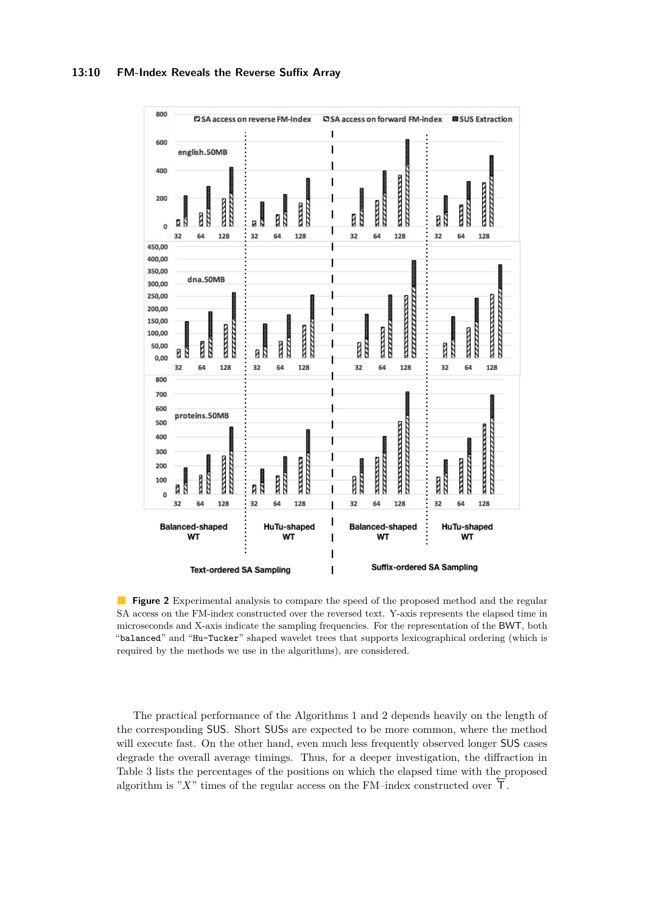800

SA access on reverse FM-Index | SA access on forward FM-index | SUS Extraction

600

english.50MB

400

200

0

32 64 128 32 64 128 32 64 128 32 64 128

450,00
400,00
350,00
300,00
250,00
200,00
150,00
100,00
50,00
0,00

dna.50MB

32 64 128 32 64 128 32 64 128 32 64 128

800
700
600
500
400
300
200
100
0

proteins.50MB

32 64 128 32 64 128 32 64 128 32 64 128

Balanced-shaped WT | HuTu-shaped WT | Balanced-shaped WT | HuTu-shaped WT

Text-ordered SA Sampling | Suffix-ordered SA Sampling

**Figure 2** Experimental analysis to compare the speed of the proposed method and the regular SA access on the FM-index constructed over the reversed text. Y-axis represents the elapsed time in microseconds and X-axis indicate the sampling frequencies. For the representation of the BWT, both "balanced" and "Hu-Tucker" shaped wavelet trees that supports lexicographical ordering (which is required by the methods we use in the algorithms), are considered.

The practical performance of the Algorithms 1 and 2 depends heavily on the length of the corresponding SUS. Short SUSs are expected to be more common, where the method will execute fast. On the other hand, even much less frequently observed longer SUS cases degrade the overall average timings. Thus, for a deeper investigation, the diffraction in Table 3 lists the percentages of the positions on which the elapsed time with the proposed algorithm is "$X$" times of the regular access on the FM–index constructed over $\overleftarrow{T}$.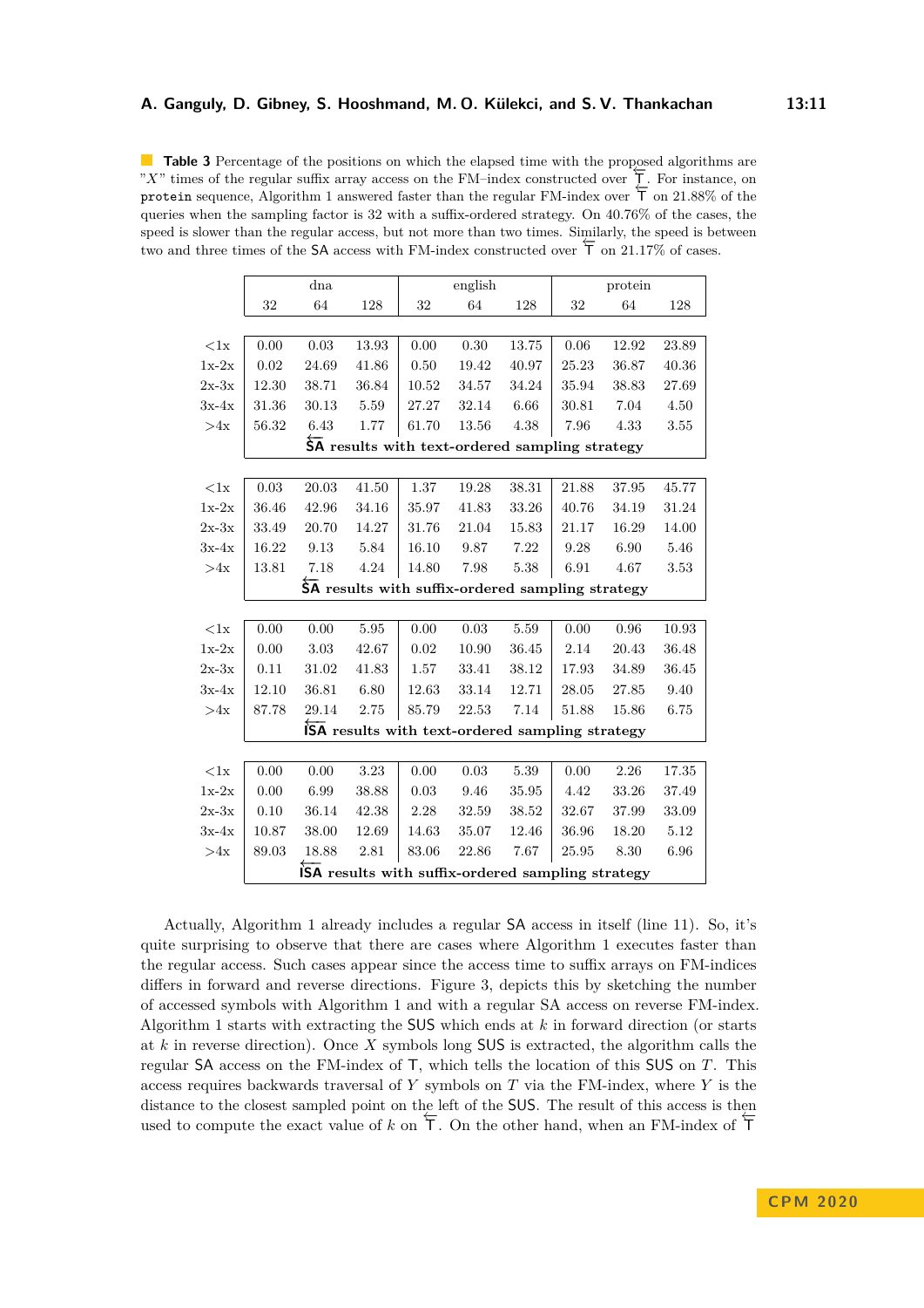**Table 3** Percentage of the positions on which the elapsed time with the proposed algorithms are "$X$" times of the regular suffix array access on the FM–index constructed over $\overleftarrow{\mathsf{T}}$. For instance, on `protein` sequence, Algorithm 1 answered faster than the regular FM-index over $\overleftarrow{\mathsf{T}}$ on 21.88% of the queries when the sampling factor is 32 with a suffix-ordered strategy. On 40.76% of the cases, the speed is slower than the regular access, but not more than two times. Similarly, the speed is between two and three times of the SA access with FM-index constructed over $\overleftarrow{\mathsf{T}}$ on 21.17% of cases.

| | dna | | | english | | | protein | | |
|---|---|---|---|---|---|---|---|---|---|
| | 32 | 64 | 128 | 32 | 64 | 128 | 32 | 64 | 128 |
| <1x | 0.00 | 0.03 | 13.93 | 0.00 | 0.30 | 13.75 | 0.06 | 12.92 | 23.89 |
| 1x-2x | 0.02 | 24.69 | 41.86 | 0.50 | 19.42 | 40.97 | 25.23 | 36.87 | 40.36 |
| 2x-3x | 12.30 | 38.71 | 36.84 | 10.52 | 34.57 | 34.24 | 35.94 | 38.83 | 27.69 |
| 3x-4x | 31.36 | 30.13 | 5.59 | 27.27 | 32.14 | 6.66 | 30.81 | 7.04 | 4.50 |
| >4x | 56.32 | 6.43 | 1.77 | 61.70 | 13.56 | 4.38 | 7.96 | 4.33 | 3.55 |
| | **$\overleftarrow{\mathsf{SA}}$ results with text-ordered sampling strategy** | | | | | | | | |
| <1x | 0.03 | 20.03 | 41.50 | 1.37 | 19.28 | 38.31 | 21.88 | 37.95 | 45.77 |
| 1x-2x | 36.46 | 42.96 | 34.16 | 35.97 | 41.83 | 33.26 | 40.76 | 34.19 | 31.24 |
| 2x-3x | 33.49 | 20.70 | 14.27 | 31.76 | 21.04 | 15.83 | 21.17 | 16.29 | 14.00 |
| 3x-4x | 16.22 | 9.13 | 5.84 | 16.10 | 9.87 | 7.22 | 9.28 | 6.90 | 5.46 |
| >4x | 13.81 | 7.18 | 4.24 | 14.80 | 7.98 | 5.38 | 6.91 | 4.67 | 3.53 |
| | **$\overleftarrow{\mathsf{SA}}$ results with suffix-ordered sampling strategy** | | | | | | | | |
| <1x | 0.00 | 0.00 | 5.95 | 0.00 | 0.03 | 5.59 | 0.00 | 0.96 | 10.93 |
| 1x-2x | 0.00 | 3.03 | 42.67 | 0.02 | 10.90 | 36.45 | 2.14 | 20.43 | 36.48 |
| 2x-3x | 0.11 | 31.02 | 41.83 | 1.57 | 33.41 | 38.12 | 17.93 | 34.89 | 36.45 |
| 3x-4x | 12.10 | 36.81 | 6.80 | 12.63 | 33.14 | 12.71 | 28.05 | 27.85 | 9.40 |
| >4x | 87.78 | 29.14 | 2.75 | 85.79 | 22.53 | 7.14 | 51.88 | 15.86 | 6.75 |
| | **$\overleftarrow{\mathsf{ISA}}$ results with text-ordered sampling strategy** | | | | | | | | |
| <1x | 0.00 | 0.00 | 3.23 | 0.00 | 0.03 | 5.39 | 0.00 | 2.26 | 17.35 |
| 1x-2x | 0.00 | 6.99 | 38.88 | 0.03 | 9.46 | 35.95 | 4.42 | 33.26 | 37.49 |
| 2x-3x | 0.10 | 36.14 | 42.38 | 2.28 | 32.59 | 38.52 | 32.67 | 37.99 | 33.09 |
| 3x-4x | 10.87 | 38.00 | 12.69 | 14.63 | 35.07 | 12.46 | 36.96 | 18.20 | 5.12 |
| >4x | 89.03 | 18.88 | 2.81 | 83.06 | 22.86 | 7.67 | 25.95 | 8.30 | 6.96 |
| | **$\overleftarrow{\mathsf{ISA}}$ results with suffix-ordered sampling strategy** | | | | | | | | |

Actually, Algorithm 1 already includes a regular SA access in itself (line 11). So, it's quite surprising to observe that there are cases where Algorithm 1 executes faster than the regular access. Such cases appear since the access time to suffix arrays on FM-indices differs in forward and reverse directions. Figure 3, depicts this by sketching the number of accessed symbols with Algorithm 1 and with a regular SA access on reverse FM-index. Algorithm 1 starts with extracting the SUS which ends at $k$ in forward direction (or starts at $k$ in reverse direction). Once $X$ symbols long SUS is extracted, the algorithm calls the regular SA access on the FM-index of T, which tells the location of this SUS on $T$. This access requires backwards traversal of $Y$ symbols on $T$ via the FM-index, where $Y$ is the distance to the closest sampled point on the left of the SUS. The result of this access is then used to compute the exact value of $k$ on $\overleftarrow{\mathsf{T}}$. On the other hand, when an FM-index of $\overleftarrow{\mathsf{T}}$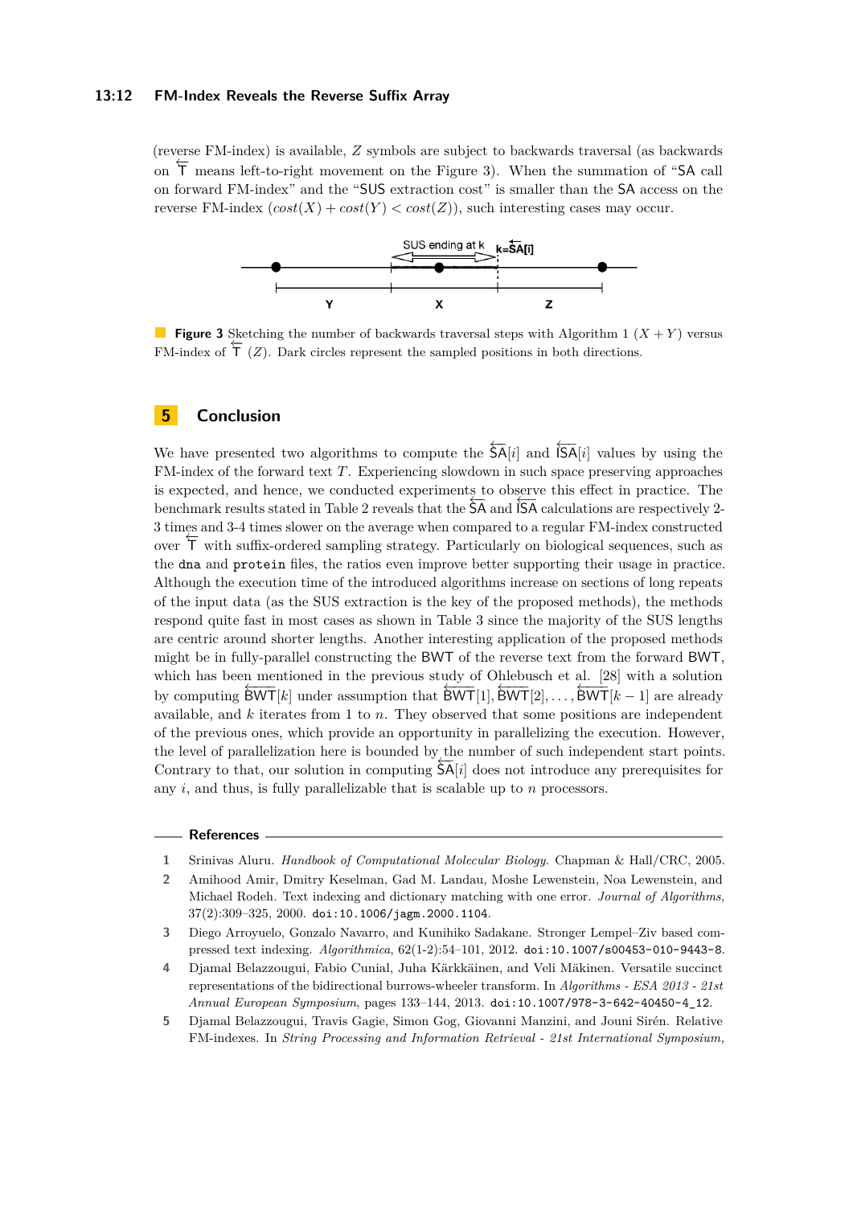(reverse FM-index) is available, $Z$ symbols are subject to backwards traversal (as backwards on $\overleftarrow{\mathsf{T}}$ means left-to-right movement on the Figure 3). When the summation of "SA call on forward FM-index" and the "SUS extraction cost" is smaller than the SA access on the reverse FM-index ($cost(X) + cost(Y) < cost(Z)$), such interesting cases may occur.

SUS ending at k

k=$\overleftarrow{\mathsf{SA}}$[i]

Y

X

Z

**Figure 3** Sketching the number of backwards traversal steps with Algorithm 1 ($X + Y$) versus FM-index of $\overleftarrow{\mathsf{T}}$ ($Z$). Dark circles represent the sampled positions in both directions.

## 5 Conclusion

We have presented two algorithms to compute the $\overleftarrow{\mathsf{SA}}[i]$ and $\overleftarrow{\mathsf{ISA}}[i]$ values by using the FM-index of the forward text $T$. Experiencing slowdown in such space preserving approaches is expected, and hence, we conducted experiments to observe this effect in practice. The benchmark results stated in Table 2 reveals that the $\overleftarrow{\mathsf{SA}}$ and $\overleftarrow{\mathsf{ISA}}$ calculations are respectively 2-3 times and 3-4 times slower on the average when compared to a regular FM-index constructed over $\overleftarrow{\mathsf{T}}$ with suffix-ordered sampling strategy. Particularly on biological sequences, such as the `dna` and `protein` files, the ratios even improve better supporting their usage in practice. Although the execution time of the introduced algorithms increase on sections of long repeats of the input data (as the SUS extraction is the key of the proposed methods), the methods respond quite fast in most cases as shown in Table 3 since the majority of the SUS lengths are centric around shorter lengths. Another interesting application of the proposed methods might be in fully-parallel constructing the BWT of the reverse text from the forward BWT, which has been mentioned in the previous study of Ohlebusch et al. [28] with a solution by computing $\overleftarrow{\mathsf{BWT}}[k]$ under assumption that $\overleftarrow{\mathsf{BWT}}[1], \overleftarrow{\mathsf{BWT}}[2], \ldots, \overleftarrow{\mathsf{BWT}}[k-1]$ are already available, and $k$ iterates from 1 to $n$. They observed that some positions are independent of the previous ones, which provide an opportunity in parallelizing the execution. However, the level of parallelization here is bounded by the number of such independent start points. Contrary to that, our solution in computing $\overleftarrow{\mathsf{SA}}[i]$ does not introduce any prerequisites for any $i$, and thus, is fully parallelizable that is scalable up to $n$ processors.

### References

1. Srinivas Aluru. *Handbook of Computational Molecular Biology*. Chapman & Hall/CRC, 2005.
2. Amihood Amir, Dmitry Keselman, Gad M. Landau, Moshe Lewenstein, Noa Lewenstein, and Michael Rodeh. Text indexing and dictionary matching with one error. *Journal of Algorithms*, 37(2):309–325, 2000. `doi:10.1006/jagm.2000.1104`.
3. Diego Arroyuelo, Gonzalo Navarro, and Kunihiko Sadakane. Stronger Lempel–Ziv based compressed text indexing. *Algorithmica*, 62(1-2):54–101, 2012. `doi:10.1007/s00453-010-9443-8`.
4. Djamal Belazzougui, Fabio Cunial, Juha Kärkkäinen, and Veli Mäkinen. Versatile succinct representations of the bidirectional burrows-wheeler transform. In *Algorithms - ESA 2013 - 21st Annual European Symposium*, pages 133–144, 2013. `doi:10.1007/978-3-642-40450-4_12`.
5. Djamal Belazzougui, Travis Gagie, Simon Gog, Giovanni Manzini, and Jouni Sirén. Relative FM-indexes. In *String Processing and Information Retrieval - 21st International Symposium,*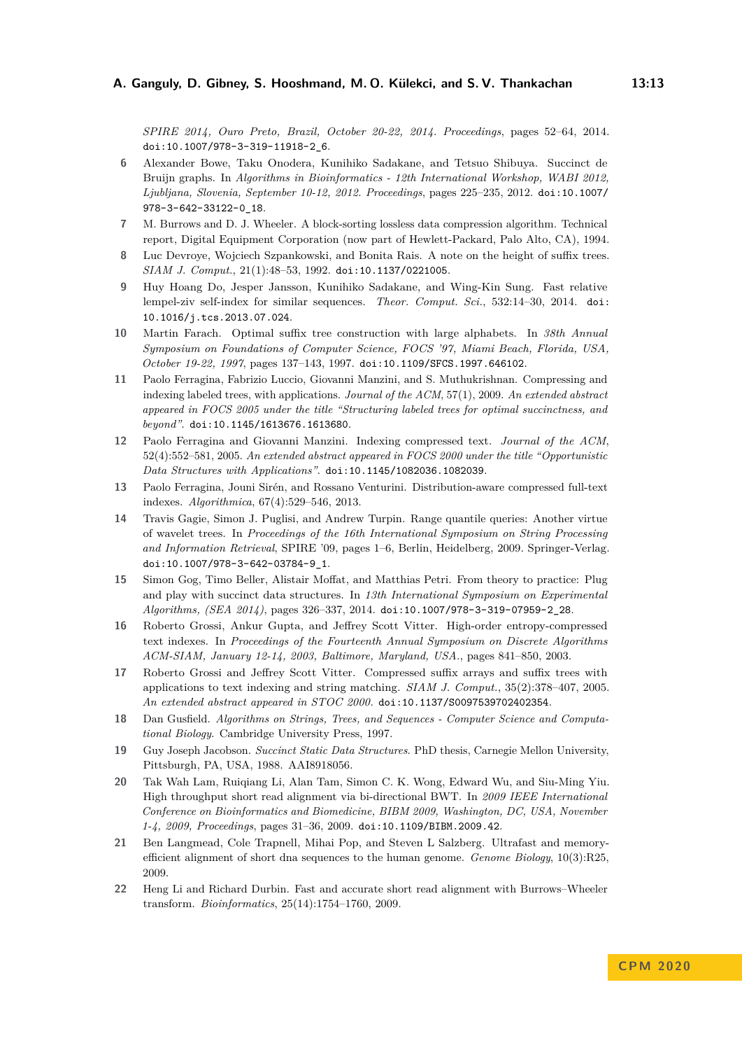*SPIRE 2014, Ouro Preto, Brazil, October 20-22, 2014. Proceedings*, pages 52–64, 2014. doi:10.1007/978-3-319-11918-2_6.

6 Alexander Bowe, Taku Onodera, Kunihiko Sadakane, and Tetsuo Shibuya. Succinct de Bruijn graphs. In *Algorithms in Bioinformatics - 12th International Workshop, WABI 2012, Ljubljana, Slovenia, September 10-12, 2012. Proceedings*, pages 225–235, 2012. doi:10.1007/978-3-642-33122-0_18.

7 M. Burrows and D. J. Wheeler. A block-sorting lossless data compression algorithm. Technical report, Digital Equipment Corporation (now part of Hewlett-Packard, Palo Alto, CA), 1994.

8 Luc Devroye, Wojciech Szpankowski, and Bonita Rais. A note on the height of suffix trees. *SIAM J. Comput.*, 21(1):48–53, 1992. doi:10.1137/0221005.

9 Huy Hoang Do, Jesper Jansson, Kunihiko Sadakane, and Wing-Kin Sung. Fast relative lempel-ziv self-index for similar sequences. *Theor. Comput. Sci.*, 532:14–30, 2014. doi:10.1016/j.tcs.2013.07.024.

10 Martin Farach. Optimal suffix tree construction with large alphabets. In *38th Annual Symposium on Foundations of Computer Science, FOCS '97, Miami Beach, Florida, USA, October 19-22, 1997*, pages 137–143, 1997. doi:10.1109/SFCS.1997.646102.

11 Paolo Ferragina, Fabrizio Luccio, Giovanni Manzini, and S. Muthukrishnan. Compressing and indexing labeled trees, with applications. *Journal of the ACM*, 57(1), 2009. *An extended abstract appeared in FOCS 2005 under the title "Structuring labeled trees for optimal succinctness, and beyond"*. doi:10.1145/1613676.1613680.

12 Paolo Ferragina and Giovanni Manzini. Indexing compressed text. *Journal of the ACM*, 52(4):552–581, 2005. *An extended abstract appeared in FOCS 2000 under the title "Opportunistic Data Structures with Applications"*. doi:10.1145/1082036.1082039.

13 Paolo Ferragina, Jouni Sirén, and Rossano Venturini. Distribution-aware compressed full-text indexes. *Algorithmica*, 67(4):529–546, 2013.

14 Travis Gagie, Simon J. Puglisi, and Andrew Turpin. Range quantile queries: Another virtue of wavelet trees. In *Proceedings of the 16th International Symposium on String Processing and Information Retrieval*, SPIRE '09, pages 1–6, Berlin, Heidelberg, 2009. Springer-Verlag. doi:10.1007/978-3-642-03784-9_1.

15 Simon Gog, Timo Beller, Alistair Moffat, and Matthias Petri. From theory to practice: Plug and play with succinct data structures. In *13th International Symposium on Experimental Algorithms, (SEA 2014)*, pages 326–337, 2014. doi:10.1007/978-3-319-07959-2_28.

16 Roberto Grossi, Ankur Gupta, and Jeffrey Scott Vitter. High-order entropy-compressed text indexes. In *Proceedings of the Fourteenth Annual Symposium on Discrete Algorithms ACM-SIAM, January 12-14, 2003, Baltimore, Maryland, USA.*, pages 841–850, 2003.

17 Roberto Grossi and Jeffrey Scott Vitter. Compressed suffix arrays and suffix trees with applications to text indexing and string matching. *SIAM J. Comput.*, 35(2):378–407, 2005. *An extended abstract appeared in STOC 2000.* doi:10.1137/S0097539702402354.

18 Dan Gusfield. *Algorithms on Strings, Trees, and Sequences - Computer Science and Computational Biology*. Cambridge University Press, 1997.

19 Guy Joseph Jacobson. *Succinct Static Data Structures*. PhD thesis, Carnegie Mellon University, Pittsburgh, PA, USA, 1988. AAI8918056.

20 Tak Wah Lam, Ruiqiang Li, Alan Tam, Simon C. K. Wong, Edward Wu, and Siu-Ming Yiu. High throughput short read alignment via bi-directional BWT. In *2009 IEEE International Conference on Bioinformatics and Biomedicine, BIBM 2009, Washington, DC, USA, November 1-4, 2009, Proceedings*, pages 31–36, 2009. doi:10.1109/BIBM.2009.42.

21 Ben Langmead, Cole Trapnell, Mihai Pop, and Steven L Salzberg. Ultrafast and memory-efficient alignment of short dna sequences to the human genome. *Genome Biology*, 10(3):R25, 2009.

22 Heng Li and Richard Durbin. Fast and accurate short read alignment with Burrows–Wheeler transform. *Bioinformatics*, 25(14):1754–1760, 2009.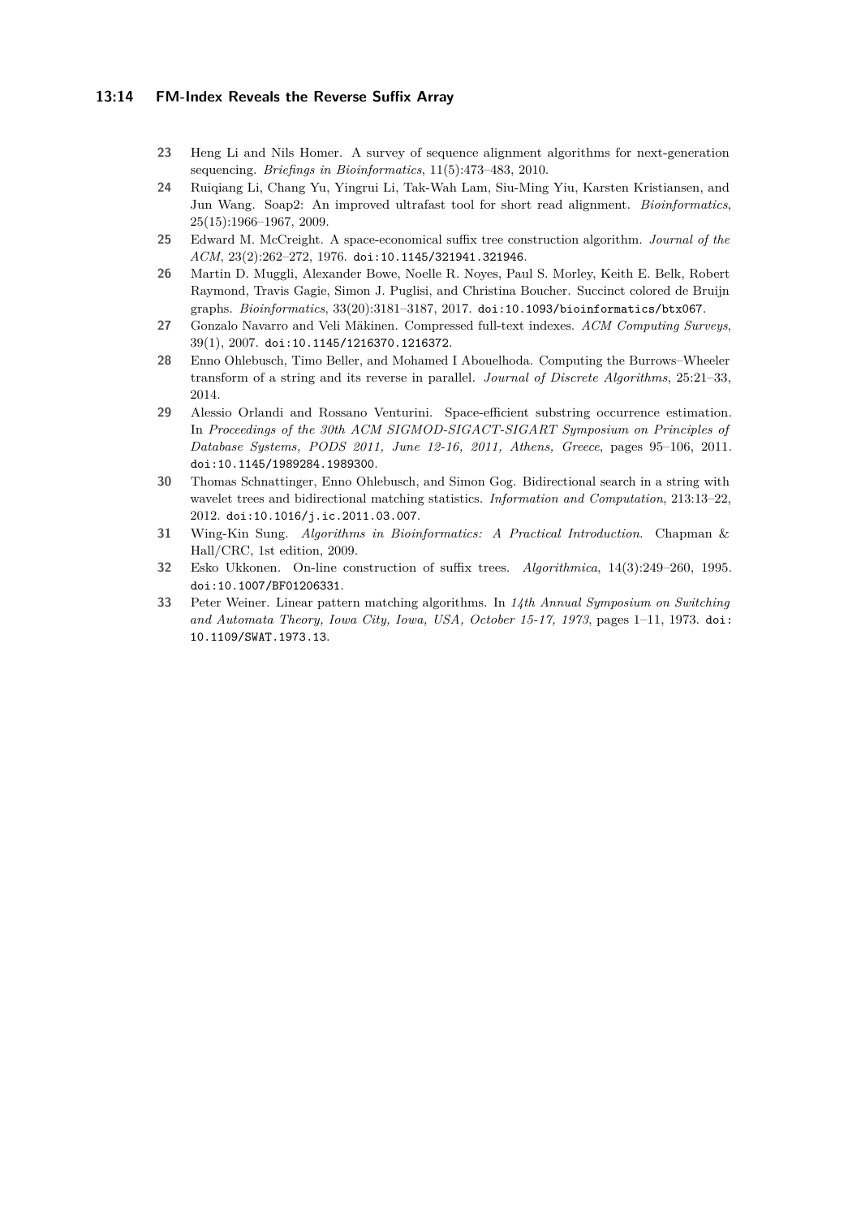23 Heng Li and Nils Homer. A survey of sequence alignment algorithms for next-generation sequencing. *Briefings in Bioinformatics*, 11(5):473–483, 2010.

24 Ruiqiang Li, Chang Yu, Yingrui Li, Tak-Wah Lam, Siu-Ming Yiu, Karsten Kristiansen, and Jun Wang. Soap2: An improved ultrafast tool for short read alignment. *Bioinformatics*, 25(15):1966–1967, 2009.

25 Edward M. McCreight. A space-economical suffix tree construction algorithm. *Journal of the ACM*, 23(2):262–272, 1976. doi:10.1145/321941.321946.

26 Martin D. Muggli, Alexander Bowe, Noelle R. Noyes, Paul S. Morley, Keith E. Belk, Robert Raymond, Travis Gagie, Simon J. Puglisi, and Christina Boucher. Succinct colored de Bruijn graphs. *Bioinformatics*, 33(20):3181–3187, 2017. doi:10.1093/bioinformatics/btx067.

27 Gonzalo Navarro and Veli Mäkinen. Compressed full-text indexes. *ACM Computing Surveys*, 39(1), 2007. doi:10.1145/1216370.1216372.

28 Enno Ohlebusch, Timo Beller, and Mohamed I Abouelhoda. Computing the Burrows–Wheeler transform of a string and its reverse in parallel. *Journal of Discrete Algorithms*, 25:21–33, 2014.

29 Alessio Orlandi and Rossano Venturini. Space-efficient substring occurrence estimation. In *Proceedings of the 30th ACM SIGMOD-SIGACT-SIGART Symposium on Principles of Database Systems, PODS 2011, June 12-16, 2011, Athens, Greece*, pages 95–106, 2011. doi:10.1145/1989284.1989300.

30 Thomas Schnattinger, Enno Ohlebusch, and Simon Gog. Bidirectional search in a string with wavelet trees and bidirectional matching statistics. *Information and Computation*, 213:13–22, 2012. doi:10.1016/j.ic.2011.03.007.

31 Wing-Kin Sung. *Algorithms in Bioinformatics: A Practical Introduction*. Chapman & Hall/CRC, 1st edition, 2009.

32 Esko Ukkonen. On-line construction of suffix trees. *Algorithmica*, 14(3):249–260, 1995. doi:10.1007/BF01206331.

33 Peter Weiner. Linear pattern matching algorithms. In *14th Annual Symposium on Switching and Automata Theory, Iowa City, Iowa, USA, October 15-17, 1973*, pages 1–11, 1973. doi:10.1109/SWAT.1973.13.